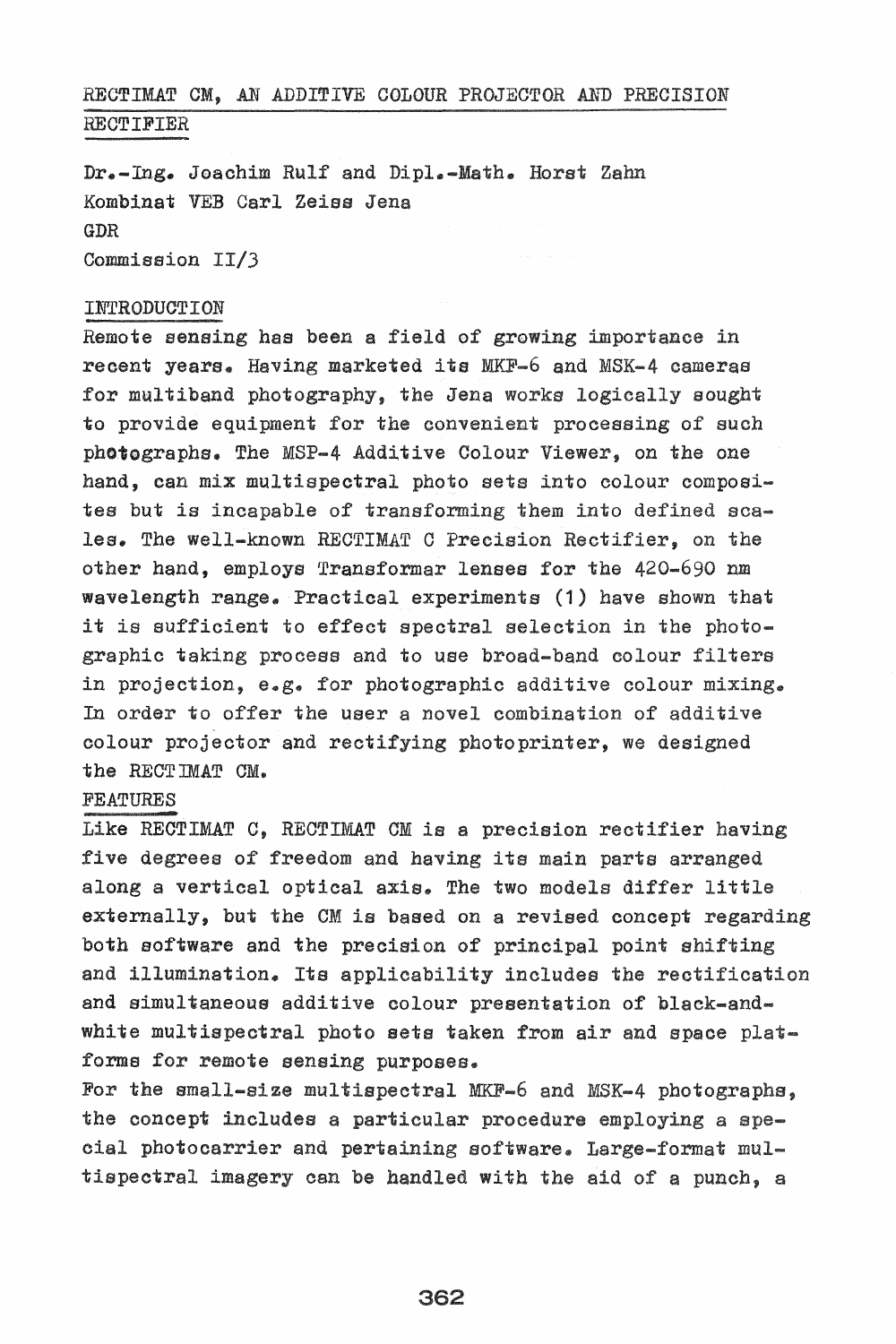# RECTIMAT CM, AN ADDITIVE COLOUR PROJECTOR AND PRECISION RECTIFIER

Dr.-Ing. Joachim Rulf and Dipl.-Math. Horst Zahn
Kombinat VEB Carl Zeiss Jena
GDR
Commission II/3

## INTRODUCTION

Remote sensing has been a field of growing importance in recent years. Having marketed its MKF-6 and MSK-4 cameras for multiband photography, the Jena works logically sought to provide equipment for the convenient processing of such photographs. The MSP-4 Additive Colour Viewer, on the one hand, can mix multispectral photo sets into colour composites but is incapable of transforming them into defined scales. The well-known RECTIMAT C Precision Rectifier, on the other hand, employs Transformar lenses for the 420-690 nm wavelength range. Practical experiments (1) have shown that it is sufficient to effect spectral selection in the photographic taking process and to use broad-band colour filters in projection, e.g. for photographic additive colour mixing. In order to offer the user a novel combination of additive colour projector and rectifying photoprinter, we designed the RECTIMAT CM.

## FEATURES

Like RECTIMAT C, RECTIMAT CM is a precision rectifier having five degrees of freedom and having its main parts arranged along a vertical optical axis. The two models differ little externally, but the CM is based on a revised concept regarding both software and the precision of principal point shifting and illumination. Its applicability includes the rectification and simultaneous additive colour presentation of black-and-white multispectral photo sets taken from air and space platforms for remote sensing purposes.

For the small-size multispectral MKF-6 and MSK-4 photographs, the concept includes a particular procedure employing a special photocarrier and pertaining software. Large-format multispectral imagery can be handled with the aid of a punch, a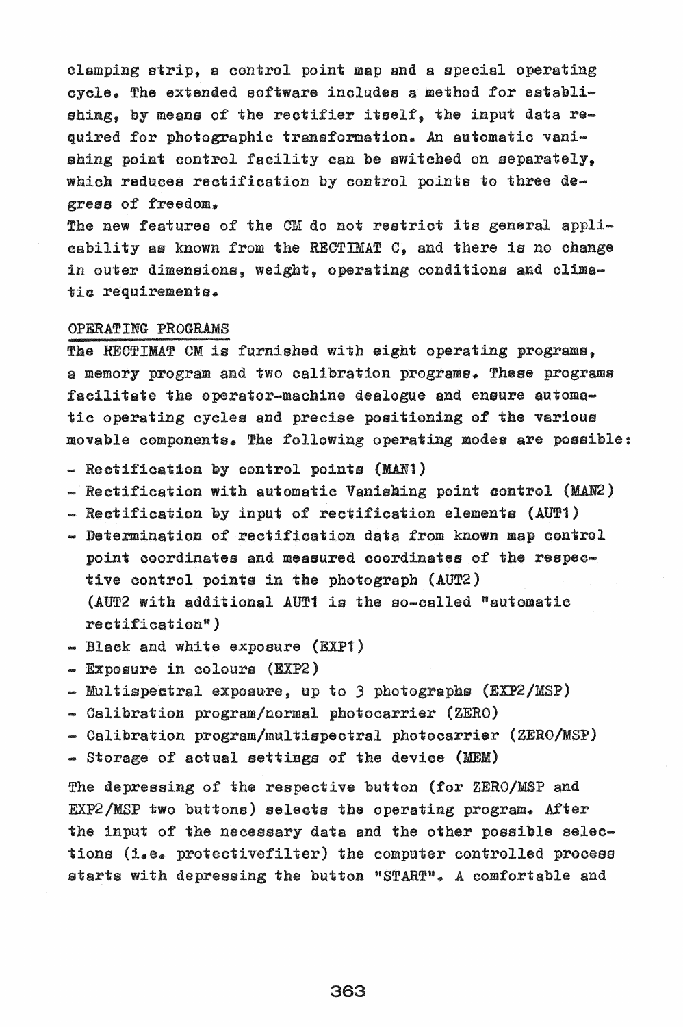clamping strip, a control point map and a special operating cycle. The extended software includes a method for establishing, by means of the rectifier itself, the input data required for photographic transformation. An automatic vanishing point control facility can be switched on separately, which reduces rectification by control points to three degress of freedom.
The new features of the CM do not restrict its general applicability as known from the RECTIMAT C, and there is no change in outer dimensions, weight, operating conditions and climatic requirements.

## OPERATING PROGRAMS

The RECTIMAT CM is furnished with eight operating programs, a memory program and two calibration programs. These programs facilitate the operator-machine dealogue and ensure automatic operating cycles and precise positioning of the various movable components. The following operating modes are possible:

- Rectification by control points (MAN1)
- Rectification with automatic Vanishing point control (MAN2)
- Rectification by input of rectification elements (AUT1)
- Determination of rectification data from known map control point coordinates and measured coordinates of the respective control points in the photograph (AUT2)
  (AUT2 with additional AUT1 is the so-called "automatic rectification")
- Black and white exposure (EXP1)
- Exposure in colours (EXP2)
- Multispectral exposure, up to 3 photographs (EXP2/MSP)
- Calibration program/normal photocarrier (ZERO)
- Calibration program/multispectral photocarrier (ZERO/MSP)
- Storage of actual settings of the device (MEM)

The depressing of the respective button (for ZERO/MSP and EXP2/MSP two buttons) selects the operating program. After the input of the necessary data and the other possible selections (i.e. protectivefilter) the computer controlled process starts with depressing the button "START". A comfortable and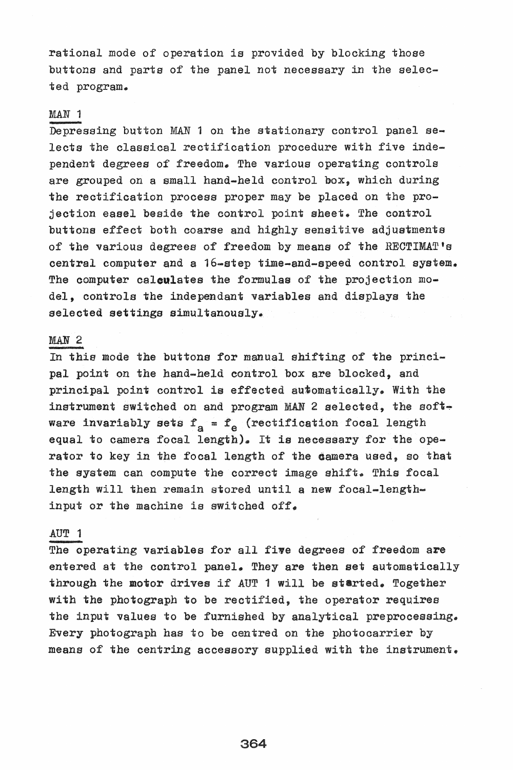rational mode of operation is provided by blocking those buttons and parts of the panel not necessary in the selected program.

### MAN 1

Depressing button MAN 1 on the stationary control panel selects the classical rectification procedure with five independent degrees of freedom. The various operating controls are grouped on a small hand-held control box, which during the rectification process proper may be placed on the projection easel beside the control point sheet. The control buttons effect both coarse and highly sensitive adjustments of the various degrees of freedom by means of the RECTIMAT's central computer and a 16-step time-and-speed control system. The computer calculates the formulas of the projection model, controls the independant variables and displays the selected settings simultanously.

### MAN 2

In this mode the buttons for manual shifting of the principal point on the hand-held control box are blocked, and principal point control is effected automatically. With the instrument switched on and program MAN 2 selected, the software invariably sets $f_a = f_e$ (rectification focal length equal to camera focal length). It is necessary for the operator to key in the focal length of the camera used, so that the system can compute the correct image shift. This focal length will then remain stored until a new focal-length-input or the machine is switched off.

### AUT 1

The operating variables for all five degrees of freedom are entered at the control panel. They are then set automatically through the motor drives if AUT 1 will be started. Together with the photograph to be rectified, the operator requires the input values to be furnished by analytical preprocessing. Every photograph has to be centred on the photocarrier by means of the centring accessory supplied with the instrument.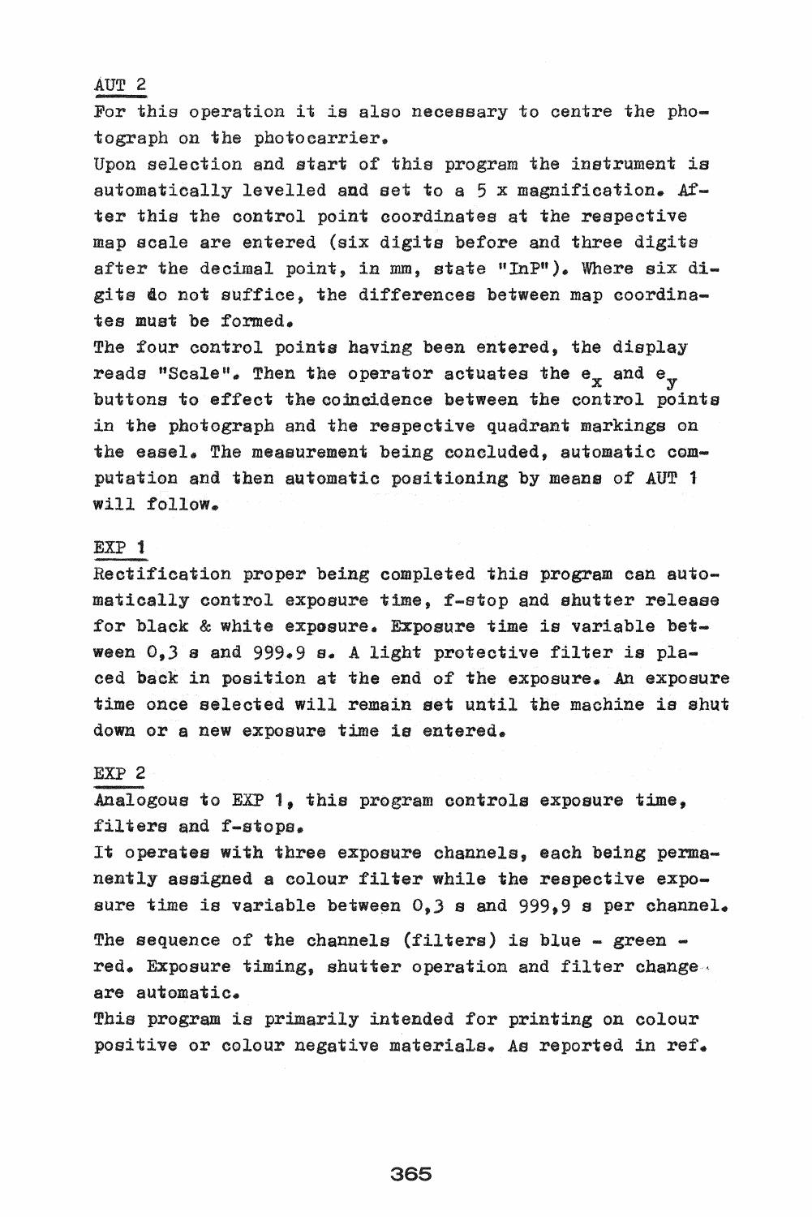## AUT 2

For this operation it is also necessary to centre the photograph on the photocarrier.

Upon selection and start of this program the instrument is automatically levelled and set to a 5 x magnification. After this the control point coordinates at the respective map scale are entered (six digits before and three digits after the decimal point, in mm, state "InP"). Where six digits do not suffice, the differences between map coordinates must be formed.

The four control points having been entered, the display reads "Scale". Then the operator actuates the $e_x$ and $e_y$ buttons to effect the coincidence between the control points in the photograph and the respective quadrant markings on the easel. The measurement being concluded, automatic computation and then automatic positioning by means of AUT 1 will follow.

## EXP 1

Rectification proper being completed this program can automatically control exposure time, f-stop and shutter release for black & white exposure. Exposure time is variable between 0,3 s and 999.9 s. A light protective filter is placed back in position at the end of the exposure. An exposure time once selected will remain set until the machine is shut down or a new exposure time is entered.

## EXP 2

Analogous to EXP 1, this program controls exposure time, filters and f-stops.

It operates with three exposure channels, each being permanently assigned a colour filter while the respective exposure time is variable between 0,3 s and 999,9 s per channel.

The sequence of the channels (filters) is blue - green - red. Exposure timing, shutter operation and filter change are automatic.

This program is primarily intended for printing on colour positive or colour negative materials. As reported in ref.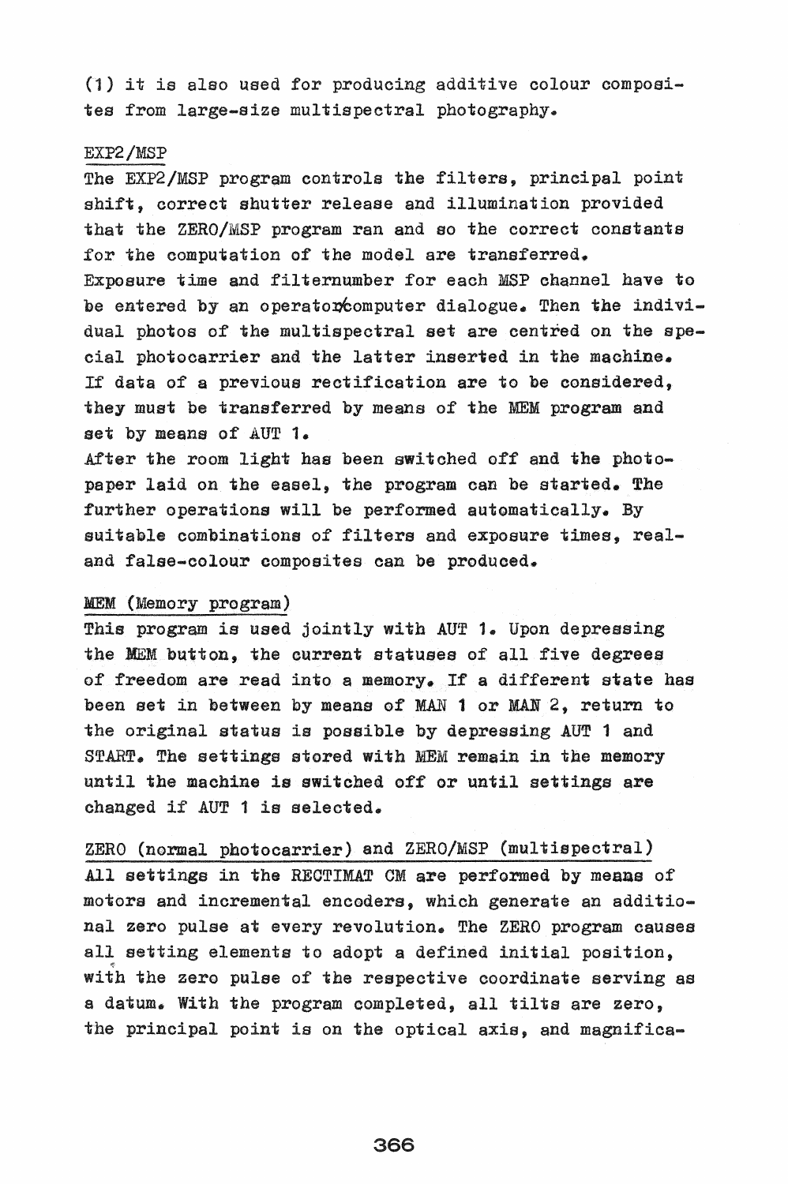(1) it is also used for producing additive colour composites from large-size multispectral photography.

EXP2/MSP

The EXP2/MSP program controls the filters, principal point shift, correct shutter release and illumination provided that the ZERO/MSP program ran and so the correct constants for the computation of the model are transferred.
Exposure time and filternumber for each MSP channel have to be entered by an operator-computer dialogue. Then the individual photos of the multispectral set are centred on the special photocarrier and the latter inserted in the machine. If data of a previous rectification are to be considered, they must be transferred by means of the MEM program and set by means of AUT 1.
After the room light has been switched off and the photopaper laid on the easel, the program can be started. The further operations will be performed automatically. By suitable combinations of filters and exposure times, real- and false-colour composites can be produced.

MEM (Memory program)

This program is used jointly with AUT 1. Upon depressing the MEM button, the current statuses of all five degrees of freedom are read into a memory. If a different state has been set in between by means of MAN 1 or MAN 2, return to the original status is possible by depressing AUT 1 and START. The settings stored with MEM remain in the memory until the machine is switched off or until settings are changed if AUT 1 is selected.

ZERO (normal photocarrier) and ZERO/MSP (multispectral)

All settings in the RECTIMAT CM are performed by means of motors and incremental encoders, which generate an additional zero pulse at every revolution. The ZERO program causes all setting elements to adopt a defined initial position, with the zero pulse of the respective coordinate serving as a datum. With the program completed, all tilts are zero, the principal point is on the optical axis, and magnifica-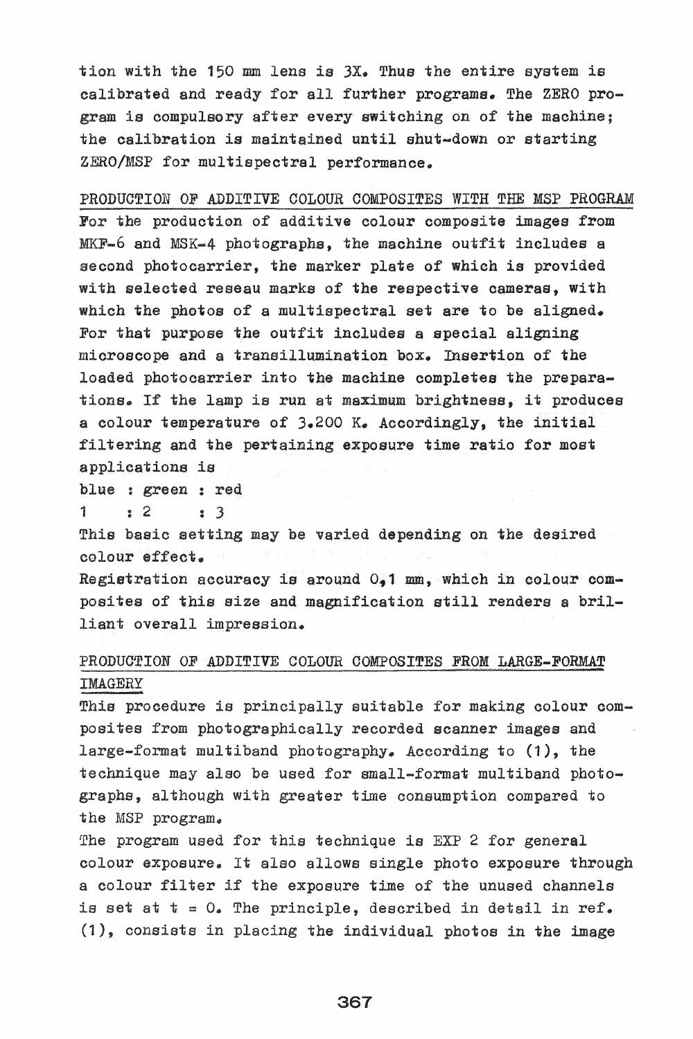tion with the 150 mm lens is 3X. Thus the entire system is calibrated and ready for all further programs. The ZERO program is compulsory after every switching on of the machine; the calibration is maintained until shut-down or starting ZERO/MSP for multispectral performance.

## PRODUCTION OF ADDITIVE COLOUR COMPOSITES WITH THE MSP PROGRAM

For the production of additive colour composite images from MKF-6 and MSK-4 photographs, the machine outfit includes a second photocarrier, the marker plate of which is provided with selected reseau marks of the respective cameras, with which the photos of a multispectral set are to be aligned. For that purpose the outfit includes a special aligning microscope and a transillumination box. Insertion of the loaded photocarrier into the machine completes the preparations. If the lamp is run at maximum brightness, it produces a colour temperature of 3.200 K. Accordingly, the initial filtering and the pertaining exposure time ratio for most applications is

blue : green : red
1 : 2 : 3

This basic setting may be varied depending on the desired colour effect.

Registration accuracy is around 0,1 mm, which in colour composites of this size and magnification still renders a brilliant overall impression.

## PRODUCTION OF ADDITIVE COLOUR COMPOSITES FROM LARGE-FORMAT IMAGERY

This procedure is principally suitable for making colour composites from photographically recorded scanner images and large-format multiband photography. According to (1), the technique may also be used for small-format multiband photographs, although with greater time consumption compared to the MSP program.

The program used for this technique is EXP 2 for general colour exposure. It also allows single photo exposure through a colour filter if the exposure time of the unused channels is set at $t = 0$. The principle, described in detail in ref. (1), consists in placing the individual photos in the image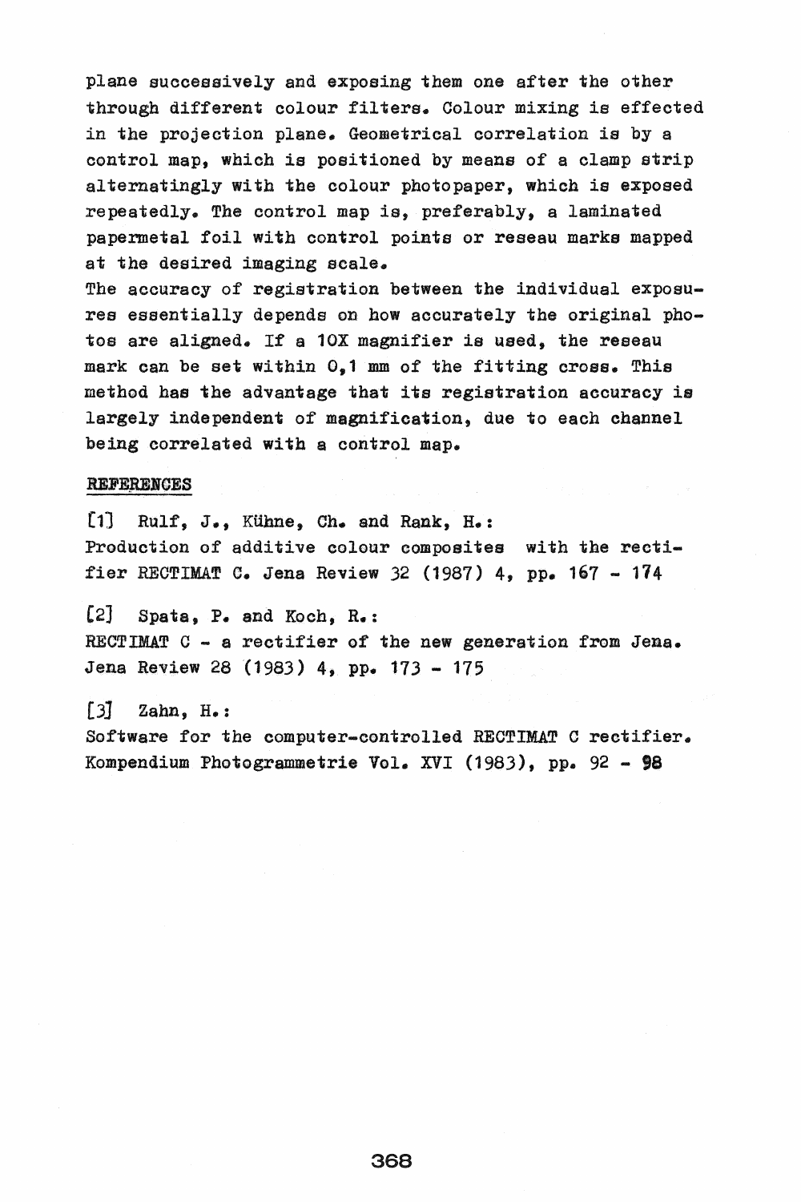plane successively and exposing them one after the other through different colour filters. Colour mixing is effected in the projection plane. Geometrical correlation is by a control map, which is positioned by means of a clamp strip alternatingly with the colour photopaper, which is exposed repeatedly. The control map is, preferably, a laminated papermetal foil with control points or reseau marks mapped at the desired imaging scale.

The accuracy of registration between the individual exposures essentially depends on how accurately the original photos are aligned. If a 10X magnifier is used, the reseau mark can be set within 0,1 mm of the fitting cross. This method has the advantage that its registration accuracy is largely independent of magnification, due to each channel being correlated with a control map.

## REFERENCES

[1] Rulf, J., Kühne, Ch. and Rank, H.:
Production of additive colour composites with the rectifier RECTIMAT C. Jena Review 32 (1987) 4, pp. 167 - 174

[2] Spata, P. and Koch, R.:
RECTIMAT C - a rectifier of the new generation from Jena. Jena Review 28 (1983) 4, pp. 173 - 175

[3] Zahn, H.:
Software for the computer-controlled RECTIMAT C rectifier. Kompendium Photogrammetrie Vol. XVI (1983), pp. 92 - 98